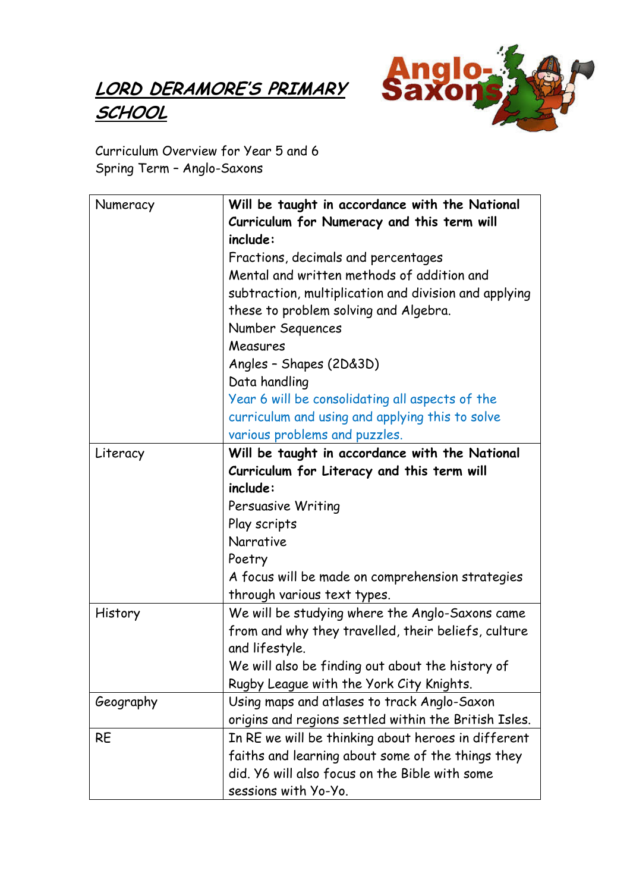# ***LORD DERAMORE'S PRIMARY SCHOOL***

Curriculum Overview for Year 5 and 6
Spring Term – Anglo-Saxons

| | |
|---|---|
| Numeracy | **Will be taught in accordance with the National Curriculum for Numeracy and this term will include:**<br>Fractions, decimals and percentages<br>Mental and written methods of addition and subtraction, multiplication and division and applying these to problem solving and Algebra.<br>Number Sequences<br>Measures<br>Angles – Shapes (2D&3D)<br>Data handling<br>Year 6 will be consolidating all aspects of the curriculum and using and applying this to solve various problems and puzzles. |
| Literacy | **Will be taught in accordance with the National Curriculum for Literacy and this term will include:**<br>Persuasive Writing<br>Play scripts<br>Narrative<br>Poetry<br>A focus will be made on comprehension strategies through various text types. |
| History | We will be studying where the Anglo-Saxons came from and why they travelled, their beliefs, culture and lifestyle.<br>We will also be finding out about the history of Rugby League with the York City Knights. |
| Geography | Using maps and atlases to track Anglo-Saxon origins and regions settled within the British Isles. |
| RE | In RE we will be thinking about heroes in different faiths and learning about some of the things they did. Y6 will also focus on the Bible with some sessions with Yo-Yo. |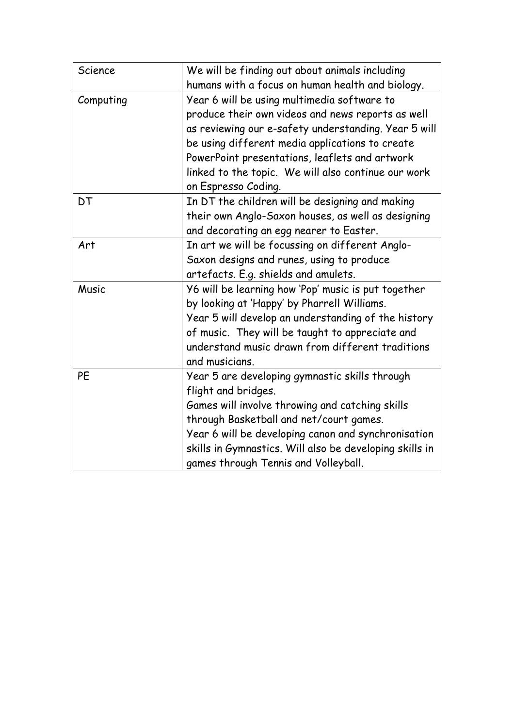| | |
|---|---|
| Science | We will be finding out about animals including humans with a focus on human health and biology. |
| Computing | Year 6 will be using multimedia software to produce their own videos and news reports as well as reviewing our e-safety understanding. Year 5 will be using different media applications to create PowerPoint presentations, leaflets and artwork linked to the topic. We will also continue our work on Espresso Coding. |
| DT | In DT the children will be designing and making their own Anglo-Saxon houses, as well as designing and decorating an egg nearer to Easter. |
| Art | In art we will be focussing on different Anglo-Saxon designs and runes, using to produce artefacts. E.g. shields and amulets. |
| Music | Y6 will be learning how 'Pop' music is put together by looking at 'Happy' by Pharrell Williams.<br>Year 5 will develop an understanding of the history of music. They will be taught to appreciate and understand music drawn from different traditions and musicians. |
| PE | Year 5 are developing gymnastic skills through flight and bridges.<br>Games will involve throwing and catching skills through Basketball and net/court games.<br>Year 6 will be developing canon and synchronisation skills in Gymnastics. Will also be developing skills in games through Tennis and Volleyball. |